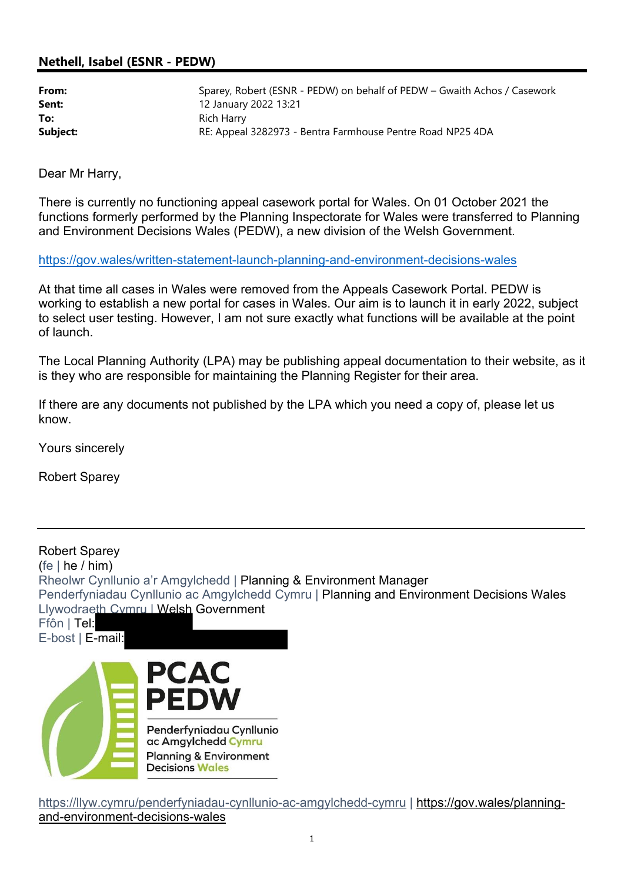## Nethell, Isabel (ESNR - PEDW)

| | |
|---|---|
| **From:** | Sparey, Robert (ESNR - PEDW) on behalf of PEDW – Gwaith Achos / Casework |
| **Sent:** | 12 January 2022 13:21 |
| **To:** | Rich Harry |
| **Subject:** | RE: Appeal 3282973 - Bentra Farmhouse Pentre Road NP25 4DA |

Dear Mr Harry,

There is currently no functioning appeal casework portal for Wales. On 01 October 2021 the functions formerly performed by the Planning Inspectorate for Wales were transferred to Planning and Environment Decisions Wales (PEDW), a new division of the Welsh Government.

https://gov.wales/written-statement-launch-planning-and-environment-decisions-wales

At that time all cases in Wales were removed from the Appeals Casework Portal. PEDW is working to establish a new portal for cases in Wales. Our aim is to launch it in early 2022, subject to select user testing. However, I am not sure exactly what functions will be available at the point of launch.

The Local Planning Authority (LPA) may be publishing appeal documentation to their website, as it is they who are responsible for maintaining the Planning Register for their area.

If there are any documents not published by the LPA which you need a copy of, please let us know.

Yours sincerely

Robert Sparey

---

Robert Sparey
(fe | he / him)
Rheolwr Cynllunio a'r Amgylchedd | Planning & Environment Manager
Penderfyniadau Cynllunio ac Amgylchedd Cymru | Planning and Environment Decisions Wales
Llywodraeth Cymru | Welsh Government
Ffôn | Tel:
E-bost | E-mail:

PCAC
PEDW
Penderfyniadau Cynllunio ac Amgylchedd Cymru
Planning & Environment Decisions Wales

https://llyw.cymru/penderfyniadau-cynllunio-ac-amgylchedd-cymru | https://gov.wales/planning-and-environment-decisions-wales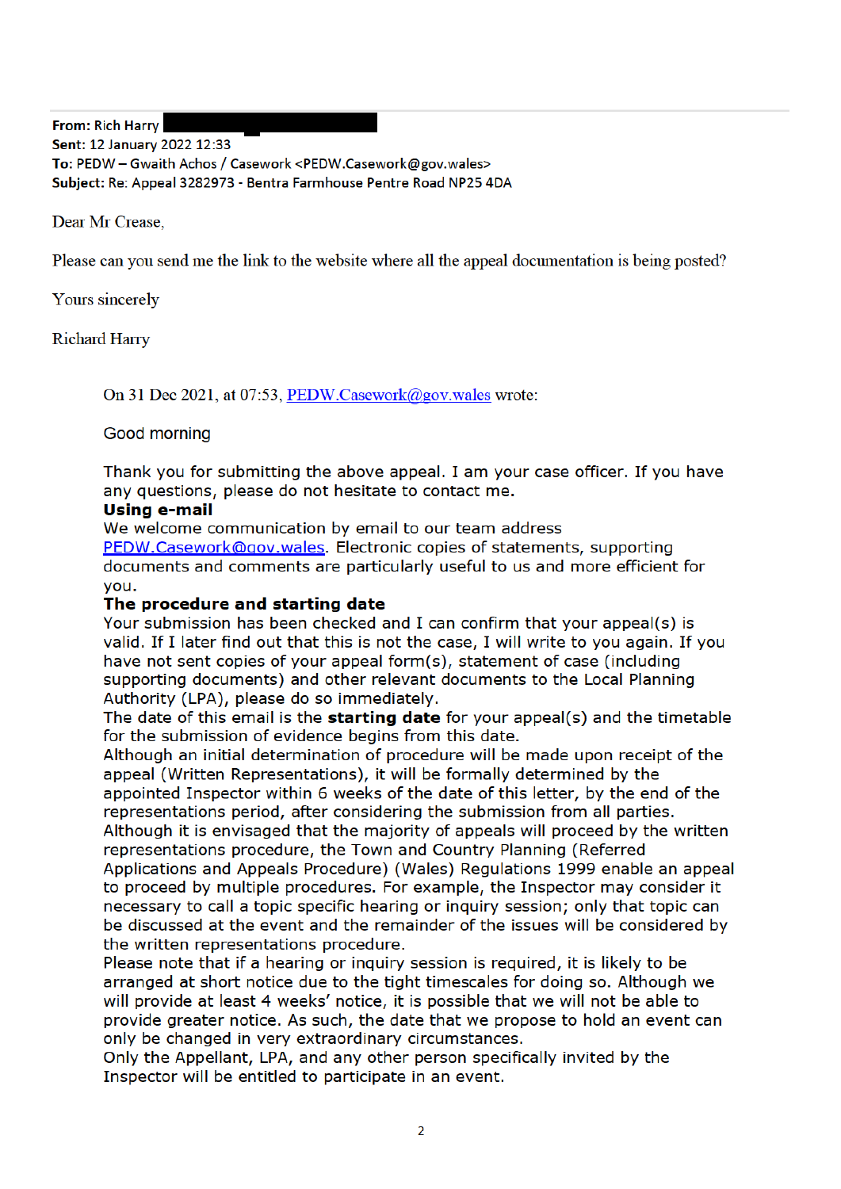**From:** Rich Harry
**Sent:** 12 January 2022 12:33
**To:** PEDW – Gwaith Achos / Casework <PEDW.Casework@gov.wales>
**Subject:** Re: Appeal 3282973 - Bentra Farmhouse Pentre Road NP25 4DA

Dear Mr Crease,

Please can you send me the link to the website where all the appeal documentation is being posted?

Yours sincerely

Richard Harry

> On 31 Dec 2021, at 07:53, PEDW.Casework@gov.wales wrote:
>
> Good morning
>
> Thank you for submitting the above appeal. I am your case officer. If you have any questions, please do not hesitate to contact me.
>
> **Using e-mail**
>
> We welcome communication by email to our team address PEDW.Casework@gov.wales. Electronic copies of statements, supporting documents and comments are particularly useful to us and more efficient for you.
>
> **The procedure and starting date**
>
> Your submission has been checked and I can confirm that your appeal(s) is valid. If I later find out that this is not the case, I will write to you again. If you have not sent copies of your appeal form(s), statement of case (including supporting documents) and other relevant documents to the Local Planning Authority (LPA), please do so immediately.
>
> The date of this email is the **starting date** for your appeal(s) and the timetable for the submission of evidence begins from this date.
>
> Although an initial determination of procedure will be made upon receipt of the appeal (Written Representations), it will be formally determined by the appointed Inspector within 6 weeks of the date of this letter, by the end of the representations period, after considering the submission from all parties.
>
> Although it is envisaged that the majority of appeals will proceed by the written representations procedure, the Town and Country Planning (Referred Applications and Appeals Procedure) (Wales) Regulations 1999 enable an appeal to proceed by multiple procedures. For example, the Inspector may consider it necessary to call a topic specific hearing or inquiry session; only that topic can be discussed at the event and the remainder of the issues will be considered by the written representations procedure.
>
> Please note that if a hearing or inquiry session is required, it is likely to be arranged at short notice due to the tight timescales for doing so. Although we will provide at least 4 weeks' notice, it is possible that we will not be able to provide greater notice. As such, the date that we propose to hold an event can only be changed in very extraordinary circumstances.
>
> Only the Appellant, LPA, and any other person specifically invited by the Inspector will be entitled to participate in an event.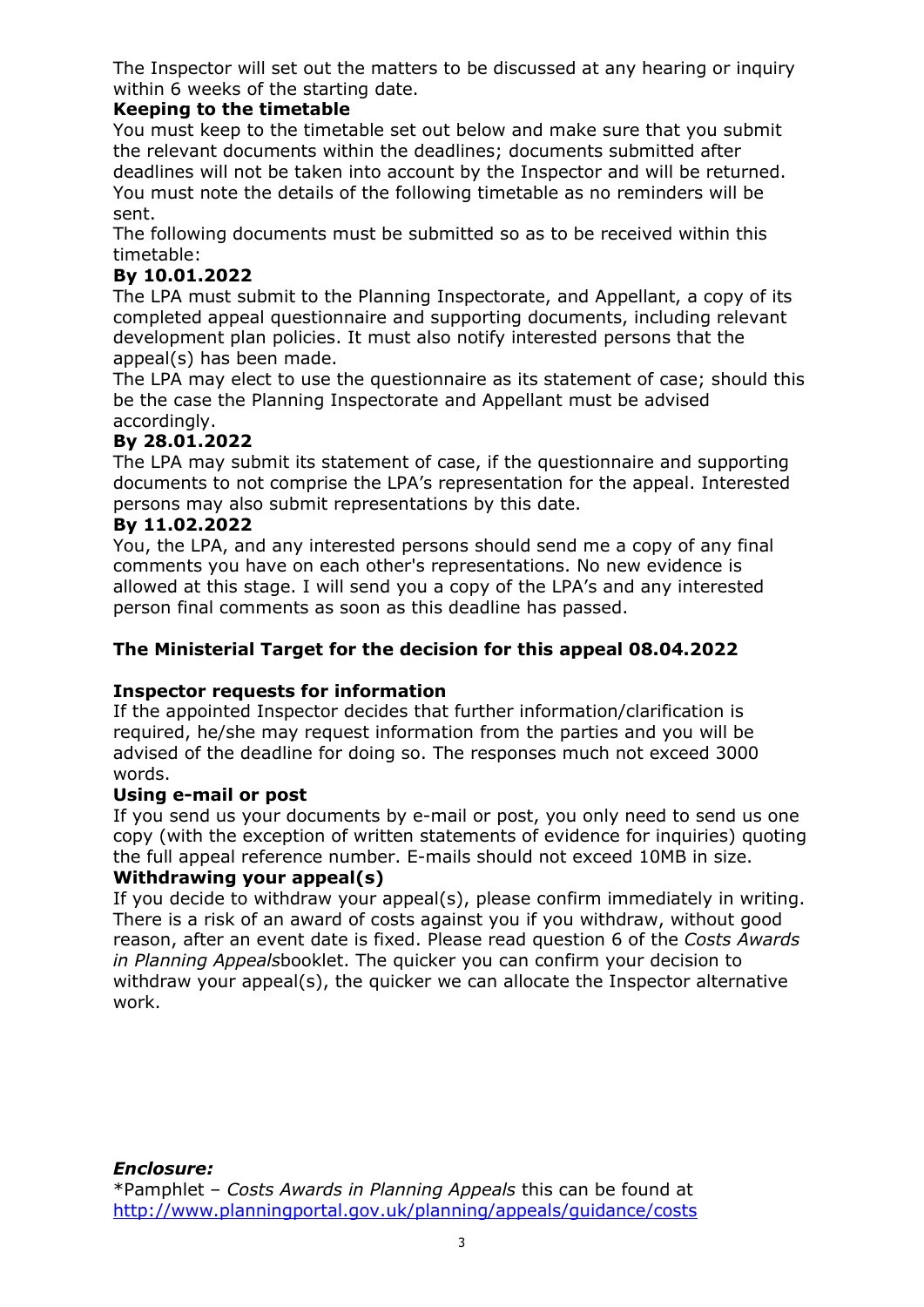The Inspector will set out the matters to be discussed at any hearing or inquiry within 6 weeks of the starting date.

**Keeping to the timetable**

You must keep to the timetable set out below and make sure that you submit the relevant documents within the deadlines; documents submitted after deadlines will not be taken into account by the Inspector and will be returned. You must note the details of the following timetable as no reminders will be sent.

The following documents must be submitted so as to be received within this timetable:

**By 10.01.2022**

The LPA must submit to the Planning Inspectorate, and Appellant, a copy of its completed appeal questionnaire and supporting documents, including relevant development plan policies. It must also notify interested persons that the appeal(s) has been made.

The LPA may elect to use the questionnaire as its statement of case; should this be the case the Planning Inspectorate and Appellant must be advised accordingly.

**By 28.01.2022**

The LPA may submit its statement of case, if the questionnaire and supporting documents to not comprise the LPA's representation for the appeal. Interested persons may also submit representations by this date.

**By 11.02.2022**

You, the LPA, and any interested persons should send me a copy of any final comments you have on each other's representations. No new evidence is allowed at this stage. I will send you a copy of the LPA's and any interested person final comments as soon as this deadline has passed.

**The Ministerial Target for the decision for this appeal 08.04.2022**

**Inspector requests for information**

If the appointed Inspector decides that further information/clarification is required, he/she may request information from the parties and you will be advised of the deadline for doing so. The responses much not exceed 3000 words.

**Using e-mail or post**

If you send us your documents by e-mail or post, you only need to send us one copy (with the exception of written statements of evidence for inquiries) quoting the full appeal reference number. E-mails should not exceed 10MB in size.

**Withdrawing your appeal(s)**

If you decide to withdraw your appeal(s), please confirm immediately in writing. There is a risk of an award of costs against you if you withdraw, without good reason, after an event date is fixed. Please read question 6 of the *Costs Awards in Planning Appeals*booklet. The quicker you can confirm your decision to withdraw your appeal(s), the quicker we can allocate the Inspector alternative work.

***Enclosure:***

*Pamphlet – *Costs Awards in Planning Appeals* this can be found at http://www.planningportal.gov.uk/planning/appeals/guidance/costs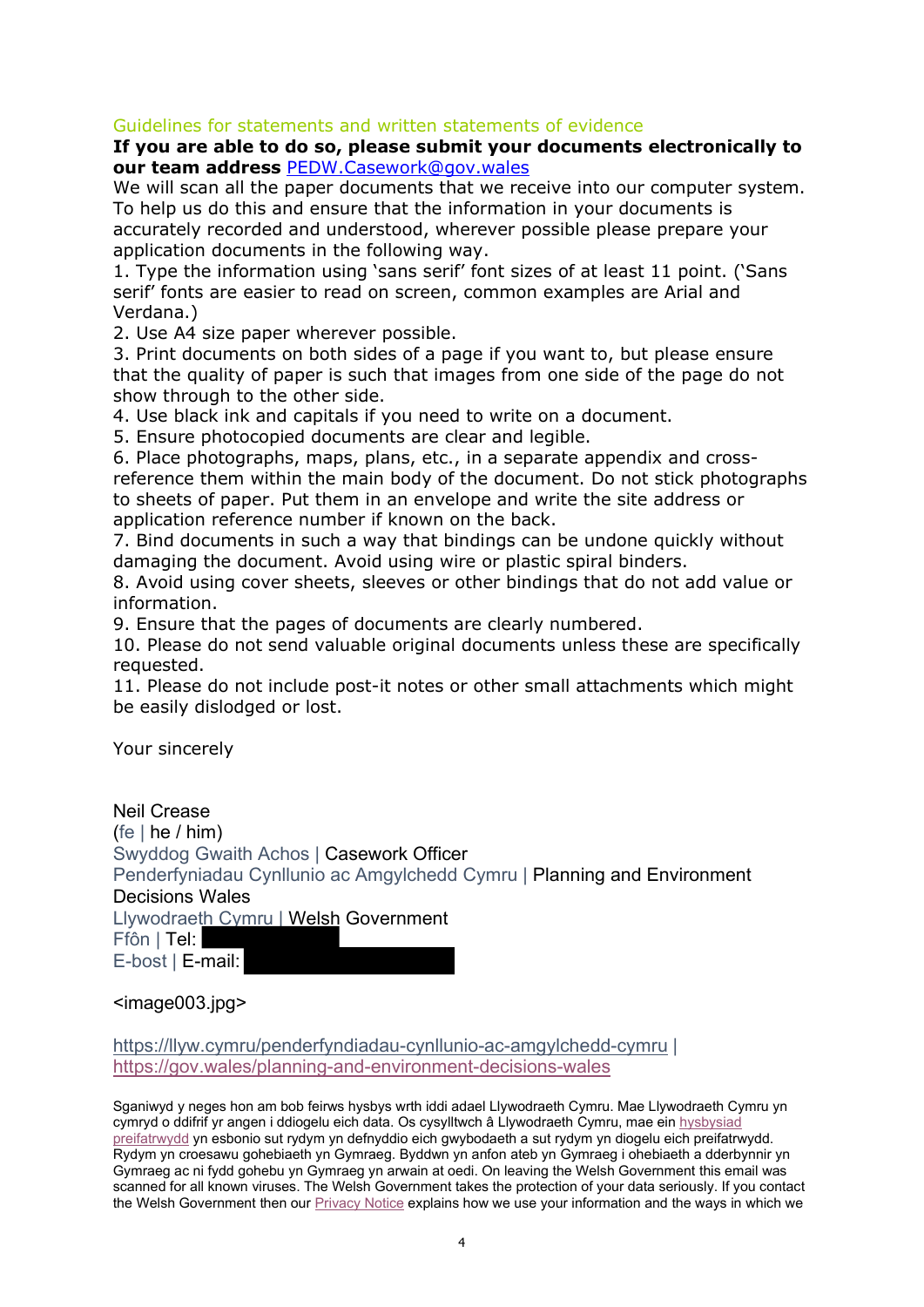## Guidelines for statements and written statements of evidence

**If you are able to do so, please submit your documents electronically to our team address** PEDW.Casework@gov.wales

We will scan all the paper documents that we receive into our computer system. To help us do this and ensure that the information in your documents is accurately recorded and understood, wherever possible please prepare your application documents in the following way.

1. Type the information using 'sans serif' font sizes of at least 11 point. ('Sans serif' fonts are easier to read on screen, common examples are Arial and Verdana.)
2. Use A4 size paper wherever possible.
3. Print documents on both sides of a page if you want to, but please ensure that the quality of paper is such that images from one side of the page do not show through to the other side.
4. Use black ink and capitals if you need to write on a document.
5. Ensure photocopied documents are clear and legible.
6. Place photographs, maps, plans, etc., in a separate appendix and cross-reference them within the main body of the document. Do not stick photographs to sheets of paper. Put them in an envelope and write the site address or application reference number if known on the back.
7. Bind documents in such a way that bindings can be undone quickly without damaging the document. Avoid using wire or plastic spiral binders.
8. Avoid using cover sheets, sleeves or other bindings that do not add value or information.
9. Ensure that the pages of documents are clearly numbered.
10. Please do not send valuable original documents unless these are specifically requested.
11. Please do not include post-it notes or other small attachments which might be easily dislodged or lost.

Your sincerely

Neil Crease
(fe | he / him)
Swyddog Gwaith Achos | Casework Officer
Penderfyniadau Cynllunio ac Amgylchedd Cymru | Planning and Environment Decisions Wales
Llywodraeth Cymru | Welsh Government
Ffôn | Tel: [REDACTED]
E-bost | E-mail: [REDACTED]

<image003.jpg>

https://llyw.cymru/penderfyndiadau-cynllunio-ac-amgylchedd-cymru | https://gov.wales/planning-and-environment-decisions-wales

Sganiwyd y neges hon am bob feirws hysbys wrth iddi adael Llywodraeth Cymru. Mae Llywodraeth Cymru yn cymryd o ddifrif yr angen i ddiogelu eich data. Os cysylltwch â Llywodraeth Cymru, mae ein hysbysiad preifatrwydd yn esbonio sut rydym yn defnyddio eich gwybodaeth a sut rydym yn diogelu eich preifatrwydd. Rydym yn croesawu gohebiaeth yn Gymraeg. Byddwn yn anfon ateb yn Gymraeg i ohebiaeth a dderbynnir yn Gymraeg ac ni fydd gohebu yn Gymraeg yn arwain at oedi. On leaving the Welsh Government this email was scanned for all known viruses. The Welsh Government takes the protection of your data seriously. If you contact the Welsh Government then our Privacy Notice explains how we use your information and the ways in which we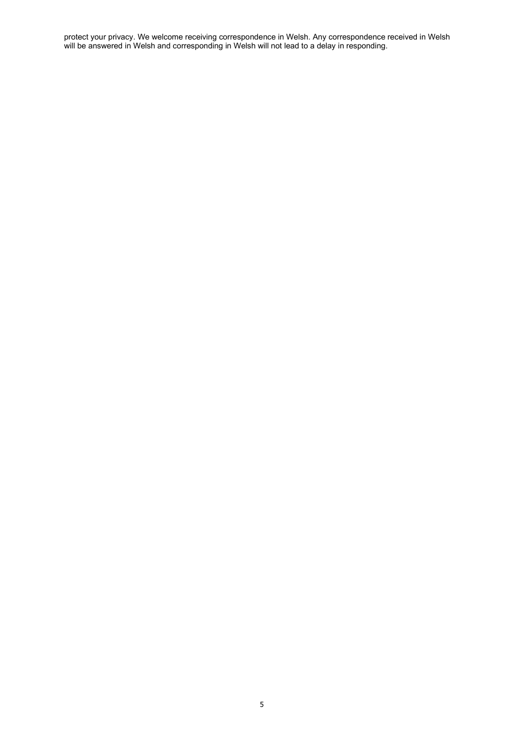protect your privacy. We welcome receiving correspondence in Welsh. Any correspondence received in Welsh will be answered in Welsh and corresponding in Welsh will not lead to a delay in responding.